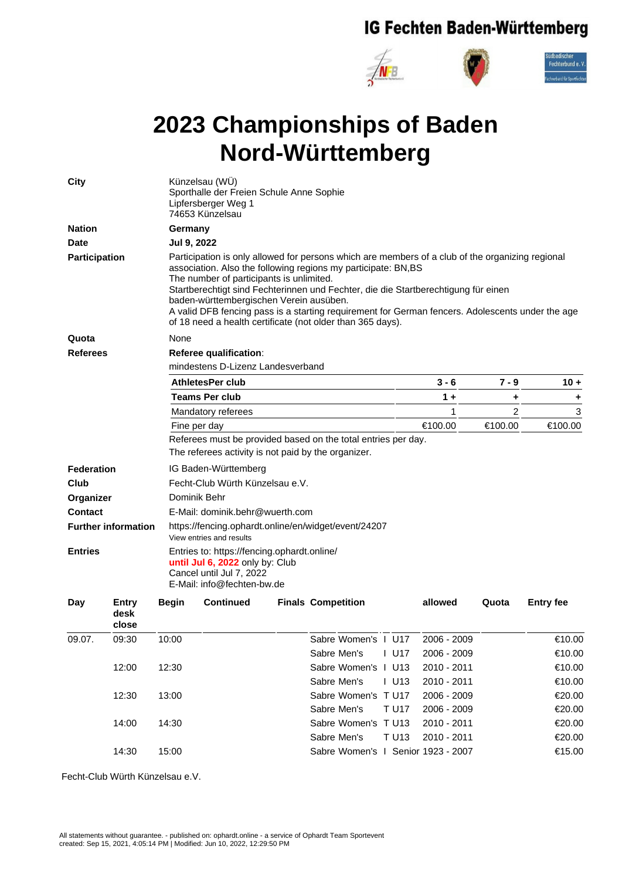# IG Fechten Baden-Württemberg

# 2023 Championships of Baden Nord-Württemberg

**City**
Künzelsau (WÜ)
Sporthalle der Freien Schule Anne Sophie
Lipfersberger Weg 1
74653 Künzelsau

**Nation** Germany

**Date** Jul 9, 2022

**Participation**
Participation is only allowed for persons which are members of a club of the organizing regional association. Also the following regions my participate: BN,BS
The number of participants is unlimited.
Startberechtigt sind Fechterinnen und Fechter, die die Startberechtigung für einen baden-württembergischen Verein ausüben.
A valid DFB fencing pass is a starting requirement for German fencers. Adolescents under the age of 18 need a health certificate (not older than 365 days).

**Quota** None

**Referees**
**Referee qualification**:
mindestens D-Lizenz Landesverband

| **AthletesPer club** | **3 - 6** | **7 - 9** | **10 +** |
|---|---|---|---|
| **Teams Per club** | **1 +** | **+** | **+** |
| Mandatory referees | 1 | 2 | 3 |
| Fine per day | €100.00 | €100.00 | €100.00 |

Referees must be provided based on the total entries per day.
The referees activity is not paid by the organizer.

**Federation** IG Baden-Württemberg

**Club** Fecht-Club Würth Künzelsau e.V.

**Organizer** Dominik Behr

**Contact** E-Mail: dominik.behr@wuerth.com

**Further information** https://fencing.ophardt.online/en/widget/event/24207
View entries and results

**Entries**
Entries to: https://fencing.ophardt.online/
until Jul 6, 2022 only by: Club
Cancel until Jul 7, 2022
E-Mail: info@fechten-bw.de

| Day | Entry desk close | Begin | Continued | Finals | Competition | | | allowed | Quota | Entry fee |
|---|---|---|---|---|---|---|---|---|---|---|
| 09.07. | 09:30 | 10:00 | | | Sabre Women's | I | U17 | 2006 - 2009 | | €10.00 |
| | | | | | Sabre Men's | I | U17 | 2006 - 2009 | | €10.00 |
| | 12:00 | 12:30 | | | Sabre Women's | I | U13 | 2010 - 2011 | | €10.00 |
| | | | | | Sabre Men's | I | U13 | 2010 - 2011 | | €10.00 |
| | 12:30 | 13:00 | | | Sabre Women's | T | U17 | 2006 - 2009 | | €20.00 |
| | | | | | Sabre Men's | T | U17 | 2006 - 2009 | | €20.00 |
| | 14:00 | 14:30 | | | Sabre Women's | T | U13 | 2010 - 2011 | | €20.00 |
| | | | | | Sabre Men's | T | U13 | 2010 - 2011 | | €20.00 |
| | 14:30 | 15:00 | | | Sabre Women's | I | Senior | 1923 - 2007 | | €15.00 |

Fecht-Club Würth Künzelsau e.V.

All statements without guarantee. - published on: ophardt.online - a service of Ophardt Team Sportevent
created: Sep 15, 2021, 4:05:14 PM | Modified: Jun 10, 2022, 12:29:50 PM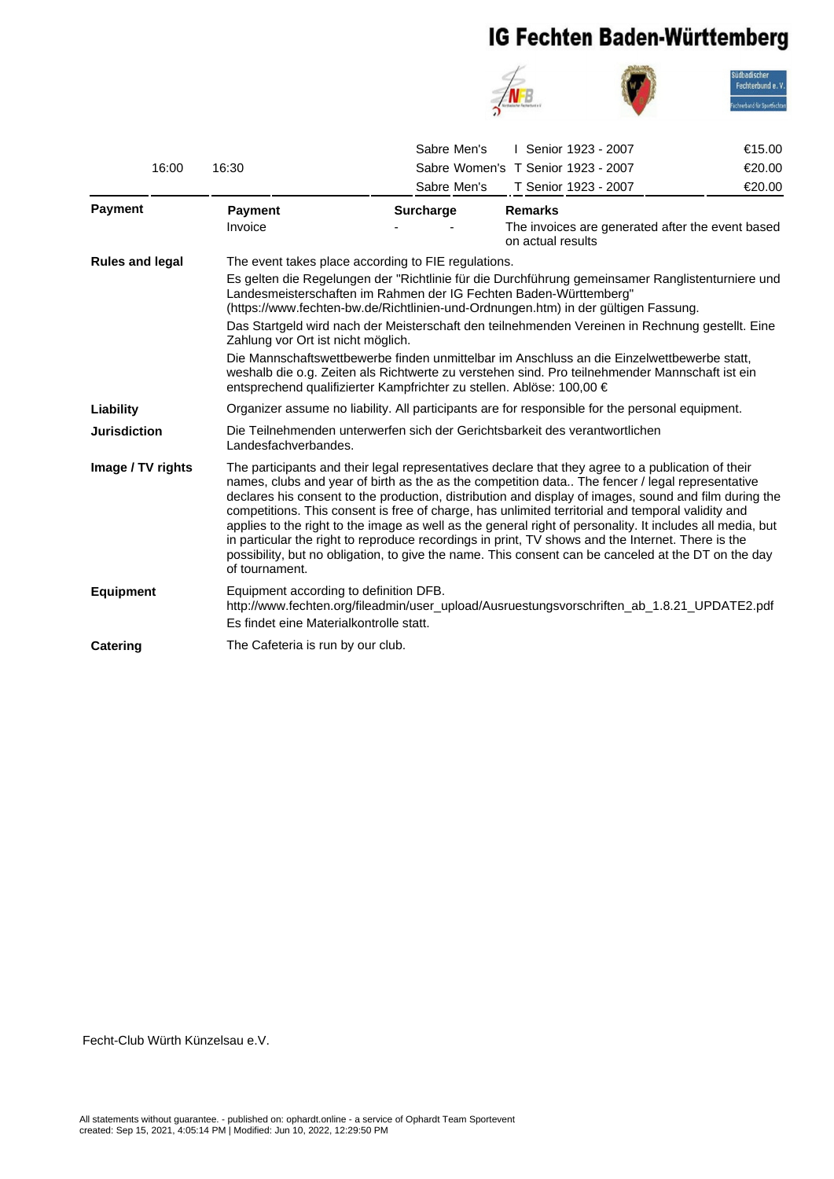# IG Fechten Baden-Württemberg

| | | | | |
|---|---|---|---|---|
| | | Sabre Men's | I Senior 1923 - 2007 | €15.00 |
| 16:00 | 16:30 | Sabre Women's | T Senior 1923 - 2007 | €20.00 |
| | | Sabre Men's | T Senior 1923 - 2007 | €20.00 |

**Payment**

| Payment | Surcharge | | Remarks |
|---|---|---|---|
| Invoice | - | - | The invoices are generated after the event based on actual results |

**Rules and legal**

The event takes place according to FIE regulations.

Es gelten die Regelungen der "Richtlinie für die Durchführung gemeinsamer Ranglistenturniere und Landesmeisterschaften im Rahmen der IG Fechten Baden-Württemberg" (https://www.fechten-bw.de/Richtlinien-und-Ordnungen.htm) in der gültigen Fassung.

Das Startgeld wird nach der Meisterschaft den teilnehmenden Vereinen in Rechnung gestellt. Eine Zahlung vor Ort ist nicht möglich.

Die Mannschaftswettbewerbe finden unmittelbar im Anschluss an die Einzelwettbewerbe statt, weshalb die o.g. Zeiten als Richtwerte zu verstehen sind. Pro teilnehmender Mannschaft ist ein entsprechend qualifizierter Kampfrichter zu stellen. Ablöse: 100,00 €

**Liability**

Organizer assume no liability. All participants are for responsible for the personal equipment.

**Jurisdiction**

Die Teilnehmenden unterwerfen sich der Gerichtsbarkeit des verantwortlichen Landesfachverbandes.

**Image / TV rights**

The participants and their legal representatives declare that they agree to a publication of their names, clubs and year of birth as the as the competition data.. The fencer / legal representative declares his consent to the production, distribution and display of images, sound and film during the competitions. This consent is free of charge, has unlimited territorial and temporal validity and applies to the right to the image as well as the general right of personality. It includes all media, but in particular the right to reproduce recordings in print, TV shows and the Internet. There is the possibility, but no obligation, to give the name. This consent can be canceled at the DT on the day of tournament.

**Equipment**

Equipment according to definition DFB.
http://www.fechten.org/fileadmin/user_upload/Ausruestungsvorschriften_ab_1.8.21_UPDATE2.pdf
Es findet eine Materialkontrolle statt.

**Catering**

The Cafeteria is run by our club.

Fecht-Club Würth Künzelsau e.V.

All statements without guarantee. - published on: ophardt.online - a service of Ophardt Team Sportevent
created: Sep 15, 2021, 4:05:14 PM | Modified: Jun 10, 2022, 12:29:50 PM